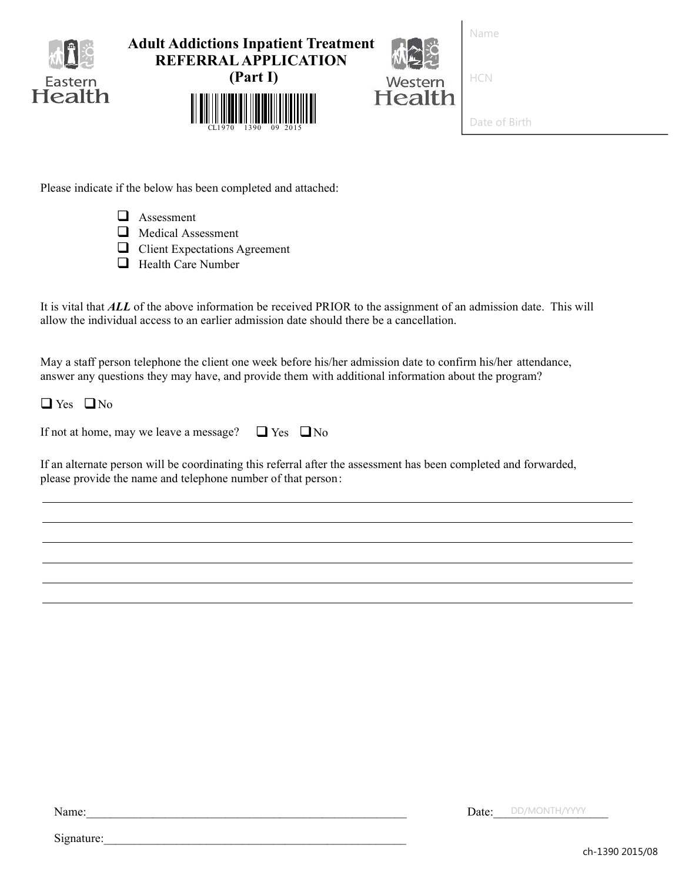Eastern Health

# Adult Addictions Inpatient Treatment
## REFERRAL APPLICATION
## (Part I)

CL1970 1390 09 2015

Western Health

Name

HCN

Date of Birth

Please indicate if the below has been completed and attached:

- ☐ Assessment
- ☐ Medical Assessment
- ☐ Client Expectations Agreement
- ☐ Health Care Number

It is vital that ***ALL*** of the above information be received PRIOR to the assignment of an admission date. This will allow the individual access to an earlier admission date should there be a cancellation.

May a staff person telephone the client one week before his/her admission date to confirm his/her attendance, answer any questions they may have, and provide them with additional information about the program?

☐ Yes ☐ No

If not at home, may we leave a message? ☐ Yes ☐ No

If an alternate person will be coordinating this referral after the assessment has been completed and forwarded, please provide the name and telephone number of that person:

______________________________________________________________________________

______________________________________________________________________________

______________________________________________________________________________

______________________________________________________________________________

______________________________________________________________________________

______________________________________________________________________________

Name:_______________________________________________________ Date:___DD/MONTH/YYYY___

Signature:___________________________________________________

ch-1390 2015/08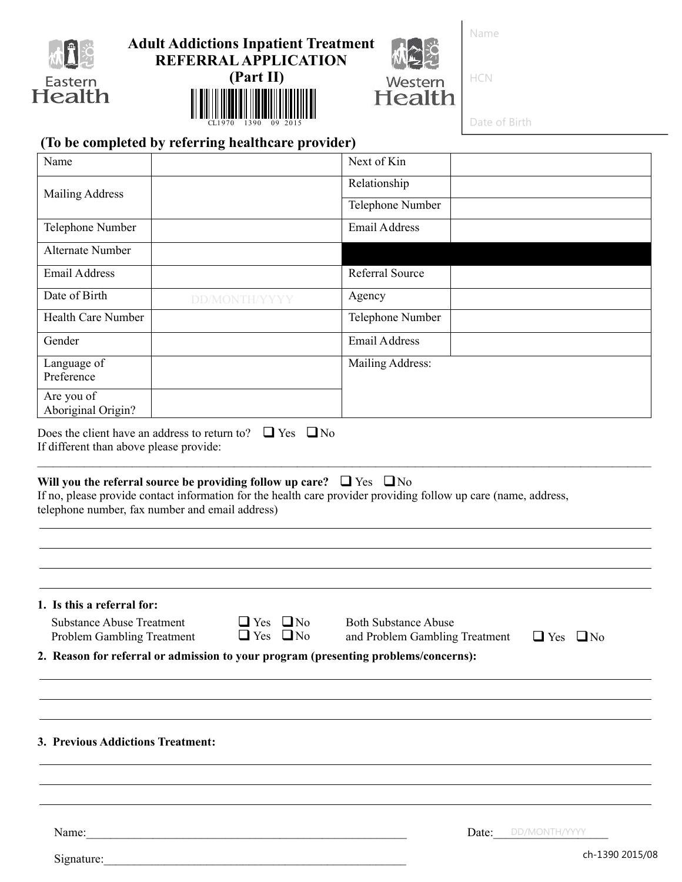Eastern Health

# Adult Addictions Inpatient Treatment
## REFERRAL APPLICATION
## (Part II)

CL1970 1390 09 2015

Western Health

Name

HCN

Date of Birth

**(To be completed by referring healthcare provider)**

| | | | |
|---|---|---|---|
| Name | | Next of Kin | |
| Mailing Address | | Relationship | |
| | | Telephone Number | |
| Telephone Number | | Email Address | |
| Alternate Number | | | |
| Email Address | | Referral Source | |
| Date of Birth | DD/MONTH/YYYY | Agency | |
| Health Care Number | | Telephone Number | |
| Gender | | Email Address | |
| Language of Preference | | Mailing Address: | |
| Are you of Aboriginal Origin? | | | |

Does the client have an address to return to? ❑ Yes ❑ No
If different than above please provide:

______________________________________________________________________________

**Will you the referral source be providing follow up care?** ❑ Yes ❑ No
If no, please provide contact information for the health care provider providing follow up care (name, address, telephone number, fax number and email address)

______________________________________________________________________________

______________________________________________________________________________

______________________________________________________________________________

**1. Is this a referral for:**

Substance Abuse Treatment ❑ Yes ❑ No
Problem Gambling Treatment ❑ Yes ❑ No
Both Substance Abuse and Problem Gambling Treatment ❑ Yes ❑ No

**2. Reason for referral or admission to your program (presenting problems/concerns):**

______________________________________________________________________________

______________________________________________________________________________

______________________________________________________________________________

**3. Previous Addictions Treatment:**

______________________________________________________________________________

______________________________________________________________________________

______________________________________________________________________________

Name:______________________________________________________ Date: DD/MONTH/YYYY

Signature:___________________________________________________

ch-1390 2015/08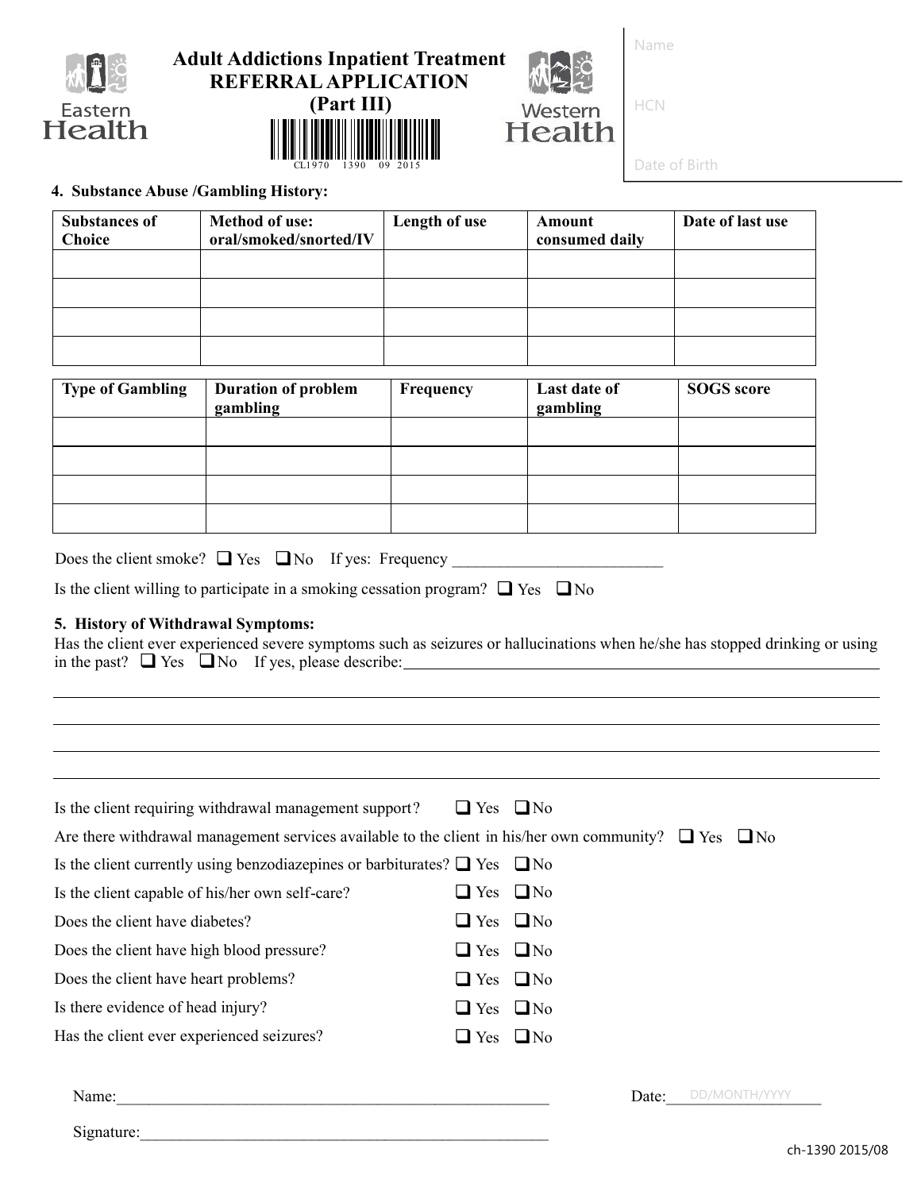# Adult Addictions Inpatient Treatment REFERRAL APPLICATION (Part III)

Eastern Health | Western Health

CL1970 1390 09 2015

Name

HCN

Date of Birth

**4. Substance Abuse /Gambling History:**

| Substances of Choice | Method of use: oral/smoked/snorted/IV | Length of use | Amount consumed daily | Date of last use |
|---|---|---|---|---|
| | | | | |
| | | | | |
| | | | | |
| | | | | |

| Type of Gambling | Duration of problem gambling | Frequency | Last date of gambling | SOGS score |
|---|---|---|---|---|
| | | | | |
| | | | | |
| | | | | |
| | | | | |

Does the client smoke? ☐ Yes ☐ No If yes: Frequency ___________________________

Is the client willing to participate in a smoking cessation program? ☐ Yes ☐ No

**5. History of Withdrawal Symptoms:**

Has the client ever experienced severe symptoms such as seizures or hallucinations when he/she has stopped drinking or using in the past? ☐ Yes ☐ No If yes, please describe:___________________________________________

_______________________________________________________________________________

_______________________________________________________________________________

_______________________________________________________________________________

_______________________________________________________________________________

Is the client requiring withdrawal management support? ☐ Yes ☐ No

Are there withdrawal management services available to the client in his/her own community? ☐ Yes ☐ No

Is the client currently using benzodiazepines or barbiturates? ☐ Yes ☐ No

Is the client capable of his/her own self-care? ☐ Yes ☐ No

Does the client have diabetes? ☐ Yes ☐ No

Does the client have high blood pressure? ☐ Yes ☐ No

Does the client have heart problems? ☐ Yes ☐ No

Is there evidence of head injury? ☐ Yes ☐ No

Has the client ever experienced seizures? ☐ Yes ☐ No

Name:_________________________________________________________ Date: DD/MONTH/YYYY

Signature:_____________________________________________________

ch-1390 2015/08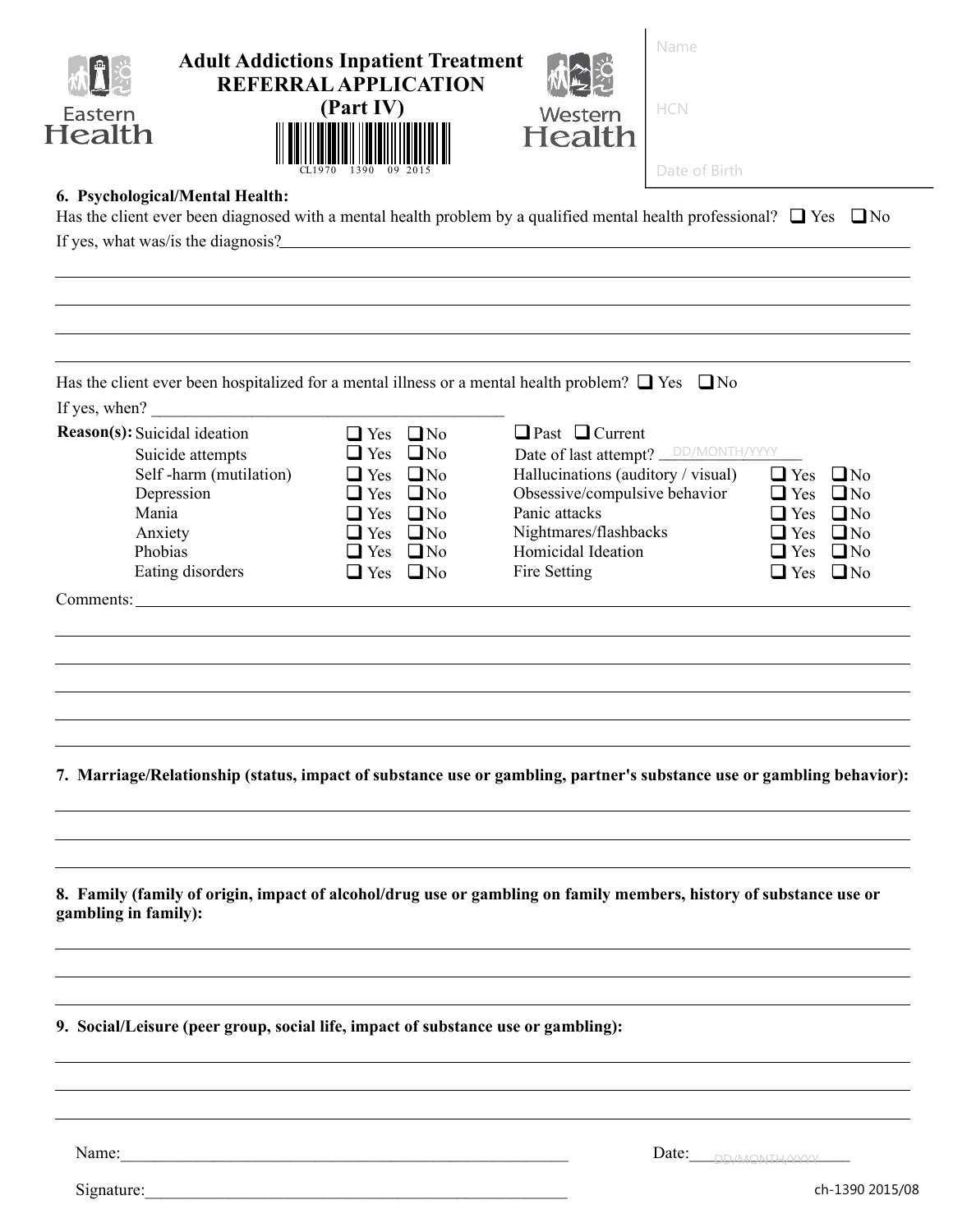Eastern Health

# Adult Addictions Inpatient Treatment REFERRAL APPLICATION (Part IV)

CL1970 1390 09 2015

Western Health

Name

HCN

Date of Birth

## 6. Psychological/Mental Health:

Has the client ever been diagnosed with a mental health problem by a qualified mental health professional? ❑ Yes ❑ No

If yes, what was/is the diagnosis?_______________________________________________

_______________________________________________

_______________________________________________

_______________________________________________

_______________________________________________

Has the client ever been hospitalized for a mental illness or a mental health problem? ❑ Yes ❑ No

If yes, when? _______________________________________________

**Reason(s):**

| Reason | | Reason | |
|---|---|---|---|
| Suicidal ideation | ❑ Yes ❑ No | ❑ Past ❑ Current | |
| Suicide attempts | ❑ Yes ❑ No | Date of last attempt? DD/MONTH/YYYY | |
| Self -harm (mutilation) | ❑ Yes ❑ No | Hallucinations (auditory / visual) | ❑ Yes ❑ No |
| Depression | ❑ Yes ❑ No | Obsessive/compulsive behavior | ❑ Yes ❑ No |
| Mania | ❑ Yes ❑ No | Panic attacks | ❑ Yes ❑ No |
| Anxiety | ❑ Yes ❑ No | Nightmares/flashbacks | ❑ Yes ❑ No |
| Phobias | ❑ Yes ❑ No | Homicidal Ideation | ❑ Yes ❑ No |
| Eating disorders | ❑ Yes ❑ No | Fire Setting | ❑ Yes ❑ No |

Comments:_______________________________________________

_______________________________________________

_______________________________________________

_______________________________________________

_______________________________________________

_______________________________________________

## 7. Marriage/Relationship (status, impact of substance use or gambling, partner's substance use or gambling behavior):

_______________________________________________

_______________________________________________

_______________________________________________

## 8. Family (family of origin, impact of alcohol/drug use or gambling on family members, history of substance use or gambling in family):

_______________________________________________

_______________________________________________

_______________________________________________

## 9. Social/Leisure (peer group, social life, impact of substance use or gambling):

_______________________________________________

_______________________________________________

_______________________________________________

Name:_______________________________________________ Date: DD/MONTH/YYYY

Signature:_______________________________________________

ch-1390 2015/08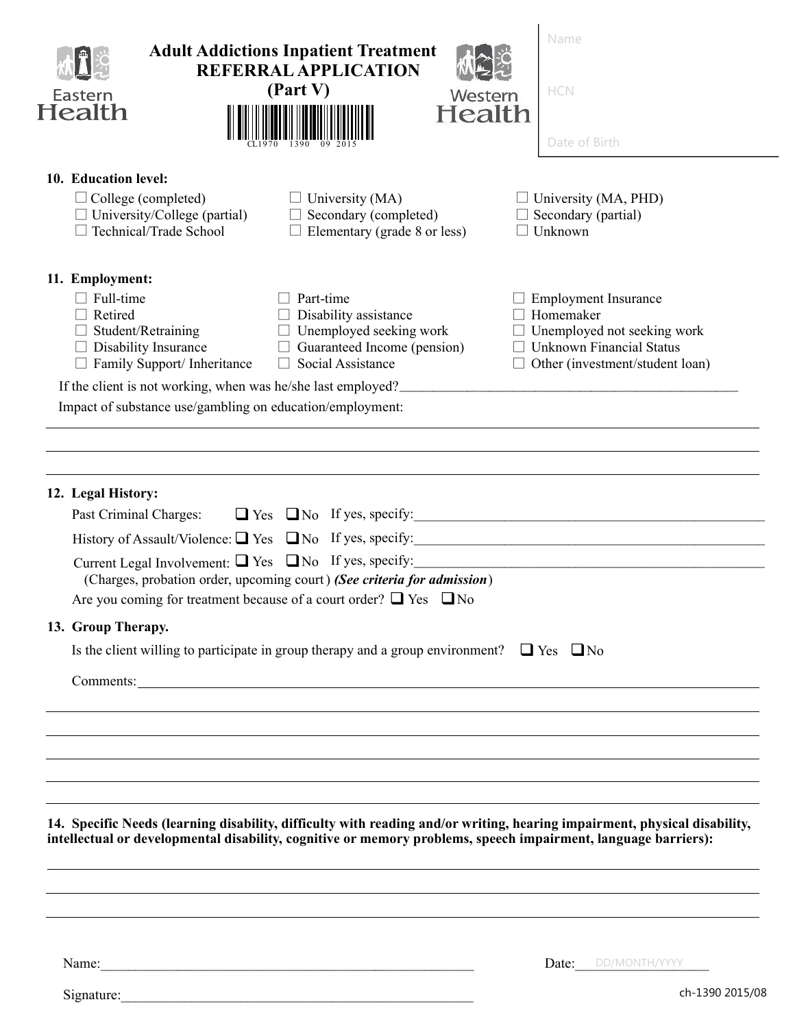Eastern Health

# Adult Addictions Inpatient Treatment REFERRAL APPLICATION (Part V)

CL1970 1390 09 2015

Western Health

Name

HCN

Date of Birth

**10. Education level:**

☐ College (completed) ☐ University (MA) ☐ University (MA, PHD)
☐ University/College (partial) ☐ Secondary (completed) ☐ Secondary (partial)
☐ Technical/Trade School ☐ Elementary (grade 8 or less) ☐ Unknown

**11. Employment:**

☐ Full-time ☐ Part-time ☐ Employment Insurance
☐ Retired ☐ Disability assistance ☐ Homemaker
☐ Student/Retraining ☐ Unemployed seeking work ☐ Unemployed not seeking work
☐ Disability Insurance ☐ Guaranteed Income (pension) ☐ Unknown Financial Status
☐ Family Support/ Inheritance ☐ Social Assistance ☐ Other (investment/student loan)

If the client is not working, when was he/she last employed?___________________________________________________

Impact of substance use/gambling on education/employment:

_______________________________________________________________________________

_______________________________________________________________________________

_______________________________________________________________________________

**12. Legal History:**

Past Criminal Charges: ❑ Yes ❑ No If yes, specify:_____________________________________________________

History of Assault/Violence: ❑ Yes ❑ No If yes, specify:_____________________________________________________

Current Legal Involvement: ❑ Yes ❑ No If yes, specify:_____________________________________________________
(Charges, probation order, upcoming court) ***(See criteria for admission***)

Are you coming for treatment because of a court order? ❑ Yes ❑ No

**13. Group Therapy.**

Is the client willing to participate in group therapy and a group environment? ❑ Yes ❑ No

Comments:_____________________________________________________________________

_______________________________________________________________________________

_______________________________________________________________________________

_______________________________________________________________________________

_______________________________________________________________________________

_______________________________________________________________________________

**14. Specific Needs (learning disability, difficulty with reading and/or writing, hearing impairment, physical disability, intellectual or developmental disability, cognitive or memory problems, speech impairment, language barriers):**

_______________________________________________________________________________

_______________________________________________________________________________

_______________________________________________________________________________

Name:_________________________________________________________ Date:___DD/MONTH/YYYY___

Signature:_____________________________________________________

ch-1390 2015/08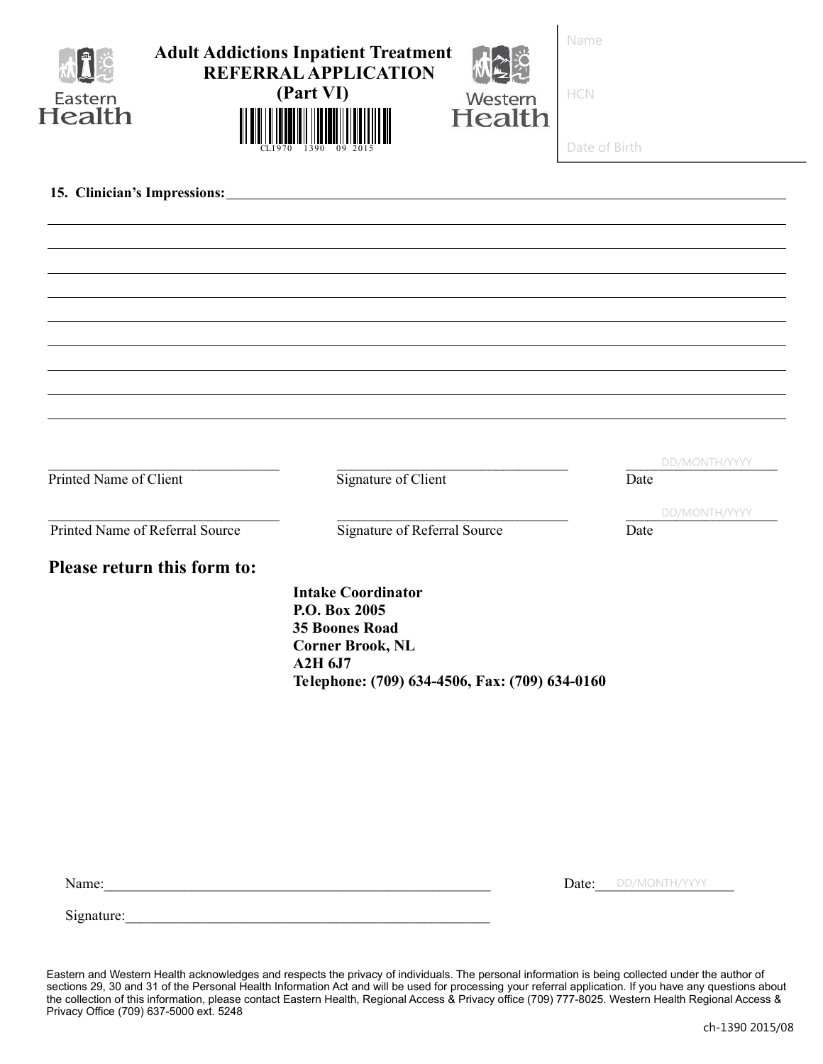# Adult Addictions Inpatient Treatment REFERRAL APPLICATION (Part VI)

Eastern Health | Western Health

CL1970 1390 09 2015

Name

HCN

Date of Birth

**15. Clinician's Impressions:** ______________________________________________

______________________________________________

______________________________________________

______________________________________________

______________________________________________

______________________________________________

______________________________________________

______________________________________________

______________________________________________

| ______________________________ | ______________________________ | DD/MONTH/YYYY |
|---|---|---|
| Printed Name of Client | Signature of Client | Date |
| ______________________________ | ______________________________ | DD/MONTH/YYYY |
| Printed Name of Referral Source | Signature of Referral Source | Date |

## Please return this form to:

**Intake Coordinator**
**P.O. Box 2005**
**35 Boones Road**
**Corner Brook, NL**
**A2H 6J7**
**Telephone: (709) 634-4506, Fax: (709) 634-0160**

Name:______________________________________________ Date: DD/MONTH/YYYY

Signature:______________________________________________

Eastern and Western Health acknowledges and respects the privacy of individuals. The personal information is being collected under the author of sections 29, 30 and 31 of the Personal Health Information Act and will be used for processing your referral application. If you have any questions about the collection of this information, please contact Eastern Health, Regional Access & Privacy office (709) 777-8025. Western Health Regional Access & Privacy Office (709) 637-5000 ext. 5248

ch-1390 2015/08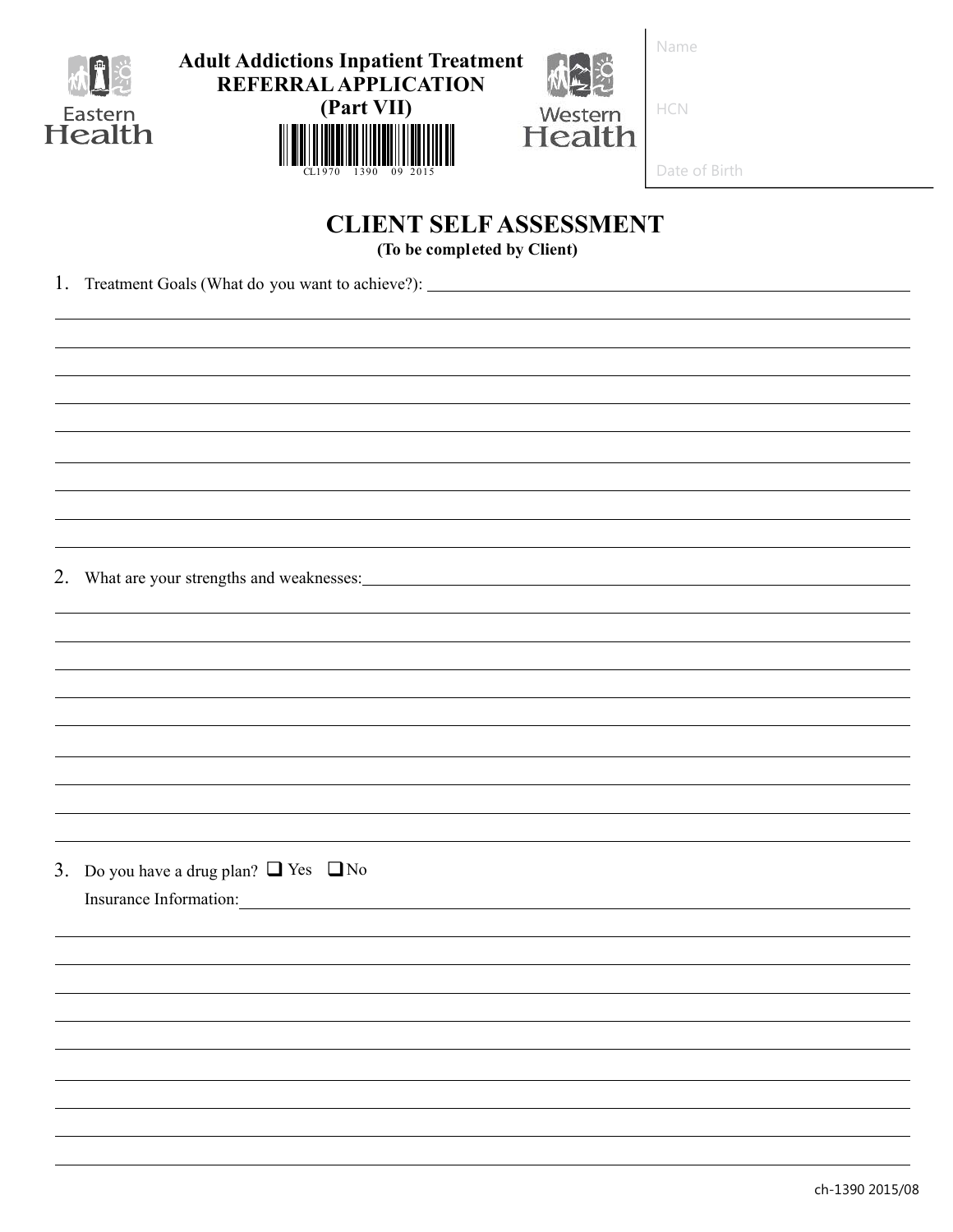Eastern Health

**Adult Addictions Inpatient Treatment**
**REFERRAL APPLICATION**
**(Part VII)**

CL1970 1390 09 2015

Western Health

Name

HCN

Date of Birth

# CLIENT SELF ASSESSMENT

**(To be completed by Client)**

1. Treatment Goals (What do you want to achieve?):

2. What are your strengths and weaknesses:

3. Do you have a drug plan? ☐ Yes ☐ No

   Insurance Information:

ch-1390 2015/08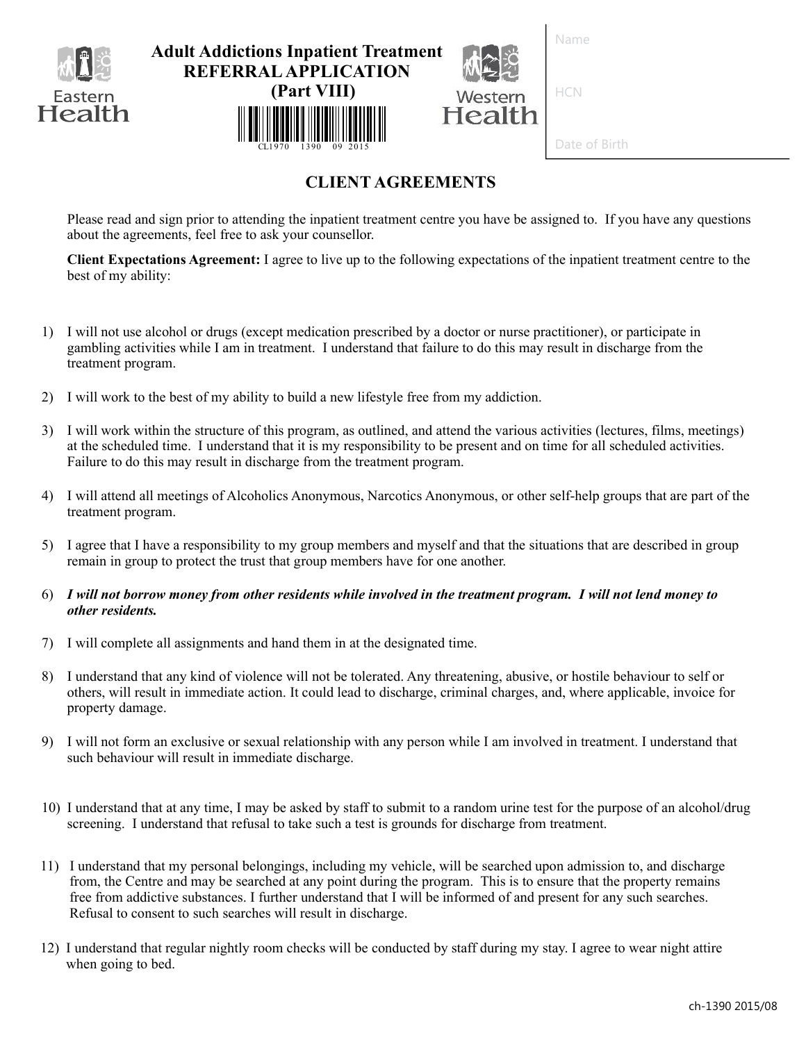Eastern Health

# Adult Addictions Inpatient Treatment REFERRAL APPLICATION (Part VIII)

CL1970 1390 09 2015

Western Health

Name

HCN

Date of Birth

## CLIENT AGREEMENTS

Please read and sign prior to attending the inpatient treatment centre you have be assigned to. If you have any questions about the agreements, feel free to ask your counsellor.

**Client Expectations Agreement:** I agree to live up to the following expectations of the inpatient treatment centre to the best of my ability:

1) I will not use alcohol or drugs (except medication prescribed by a doctor or nurse practitioner), or participate in gambling activities while I am in treatment. I understand that failure to do this may result in discharge from the treatment program.

2) I will work to the best of my ability to build a new lifestyle free from my addiction.

3) I will work within the structure of this program, as outlined, and attend the various activities (lectures, films, meetings) at the scheduled time. I understand that it is my responsibility to be present and on time for all scheduled activities. Failure to do this may result in discharge from the treatment program.

4) I will attend all meetings of Alcoholics Anonymous, Narcotics Anonymous, or other self-help groups that are part of the treatment program.

5) I agree that I have a responsibility to my group members and myself and that the situations that are described in group remain in group to protect the trust that group members have for one another.

6) ***I will not borrow money from other residents while involved in the treatment program. I will not lend money to other residents.***

7) I will complete all assignments and hand them in at the designated time.

8) I understand that any kind of violence will not be tolerated. Any threatening, abusive, or hostile behaviour to self or others, will result in immediate action. It could lead to discharge, criminal charges, and, where applicable, invoice for property damage.

9) I will not form an exclusive or sexual relationship with any person while I am involved in treatment. I understand that such behaviour will result in immediate discharge.

10) I understand that at any time, I may be asked by staff to submit to a random urine test for the purpose of an alcohol/drug screening. I understand that refusal to take such a test is grounds for discharge from treatment.

11) I understand that my personal belongings, including my vehicle, will be searched upon admission to, and discharge from, the Centre and may be searched at any point during the program. This is to ensure that the property remains free from addictive substances. I further understand that I will be informed of and present for any such searches. Refusal to consent to such searches will result in discharge.

12) I understand that regular nightly room checks will be conducted by staff during my stay. I agree to wear night attire when going to bed.

ch-1390 2015/08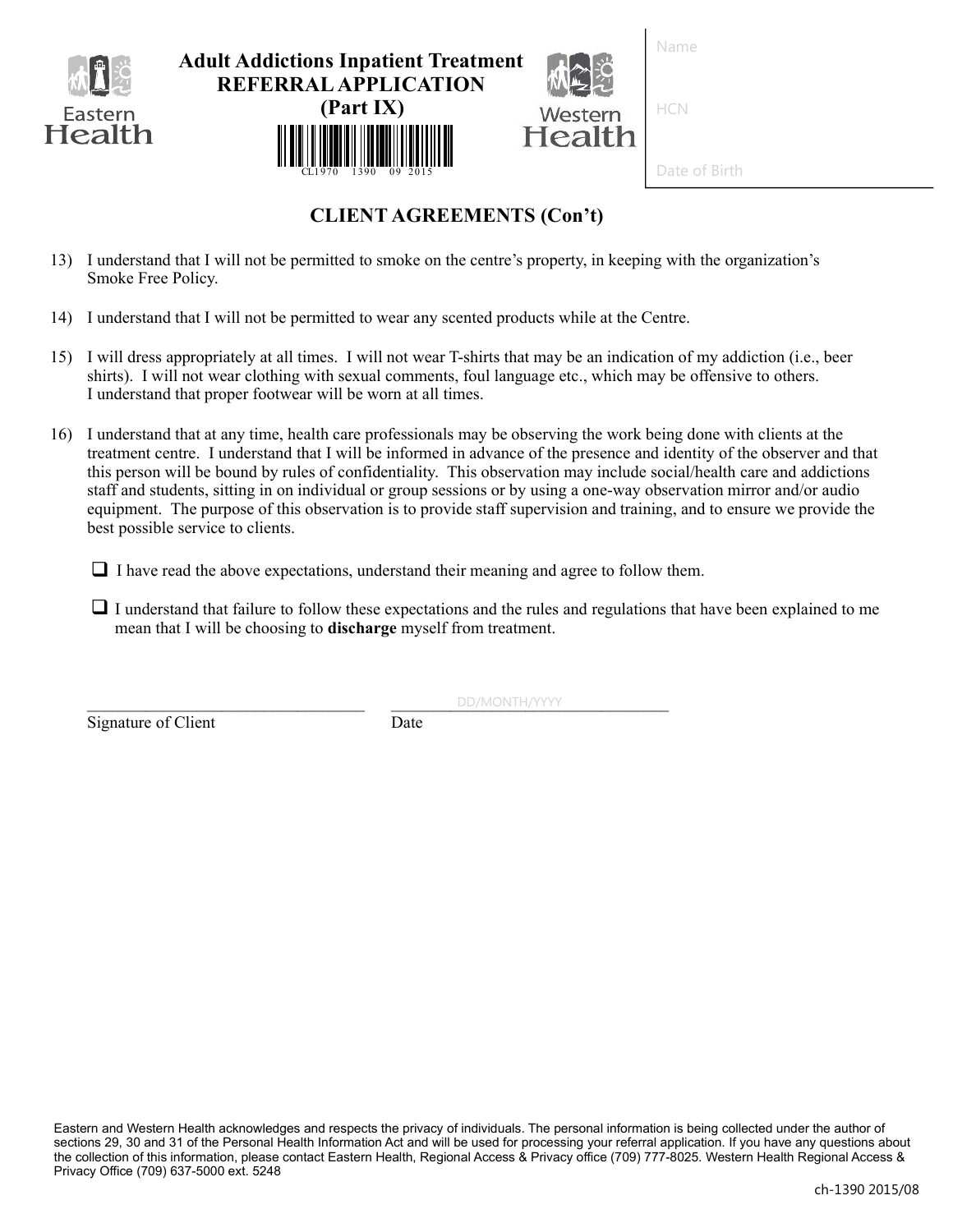Eastern Health

# Adult Addictions Inpatient Treatment REFERRAL APPLICATION (Part IX)

CL1970 1390 09 2015

Western Health

Name

HCN

Date of Birth

## CLIENT AGREEMENTS (Con't)

13) I understand that I will not be permitted to smoke on the centre's property, in keeping with the organization's Smoke Free Policy.

14) I understand that I will not be permitted to wear any scented products while at the Centre.

15) I will dress appropriately at all times. I will not wear T-shirts that may be an indication of my addiction (i.e., beer shirts). I will not wear clothing with sexual comments, foul language etc., which may be offensive to others. I understand that proper footwear will be worn at all times.

16) I understand that at any time, health care professionals may be observing the work being done with clients at the treatment centre. I understand that I will be informed in advance of the presence and identity of the observer and that this person will be bound by rules of confidentiality. This observation may include social/health care and addictions staff and students, sitting in on individual or group sessions or by using a one-way observation mirror and/or audio equipment. The purpose of this observation is to provide staff supervision and training, and to ensure we provide the best possible service to clients.

- ☐ I have read the above expectations, understand their meaning and agree to follow them.
- ☐ I understand that failure to follow these expectations and the rules and regulations that have been explained to me mean that I will be choosing to **discharge** myself from treatment.

\_\_\_\_\_\_\_\_\_\_\_\_\_\_\_\_\_\_\_\_\_\_\_\_\_\_\_\_\_\_\_\_\_\_ Signature of Client

DD/MONTH/YYYY \_\_\_\_\_\_\_\_\_\_\_\_\_\_\_\_\_\_\_\_\_\_\_\_\_\_\_\_\_\_\_\_\_\_ Date

Eastern and Western Health acknowledges and respects the privacy of individuals. The personal information is being collected under the author of sections 29, 30 and 31 of the Personal Health Information Act and will be used for processing your referral application. If you have any questions about the collection of this information, please contact Eastern Health, Regional Access & Privacy office (709) 777-8025. Western Health Regional Access & Privacy Office (709) 637-5000 ext. 5248

ch-1390 2015/08